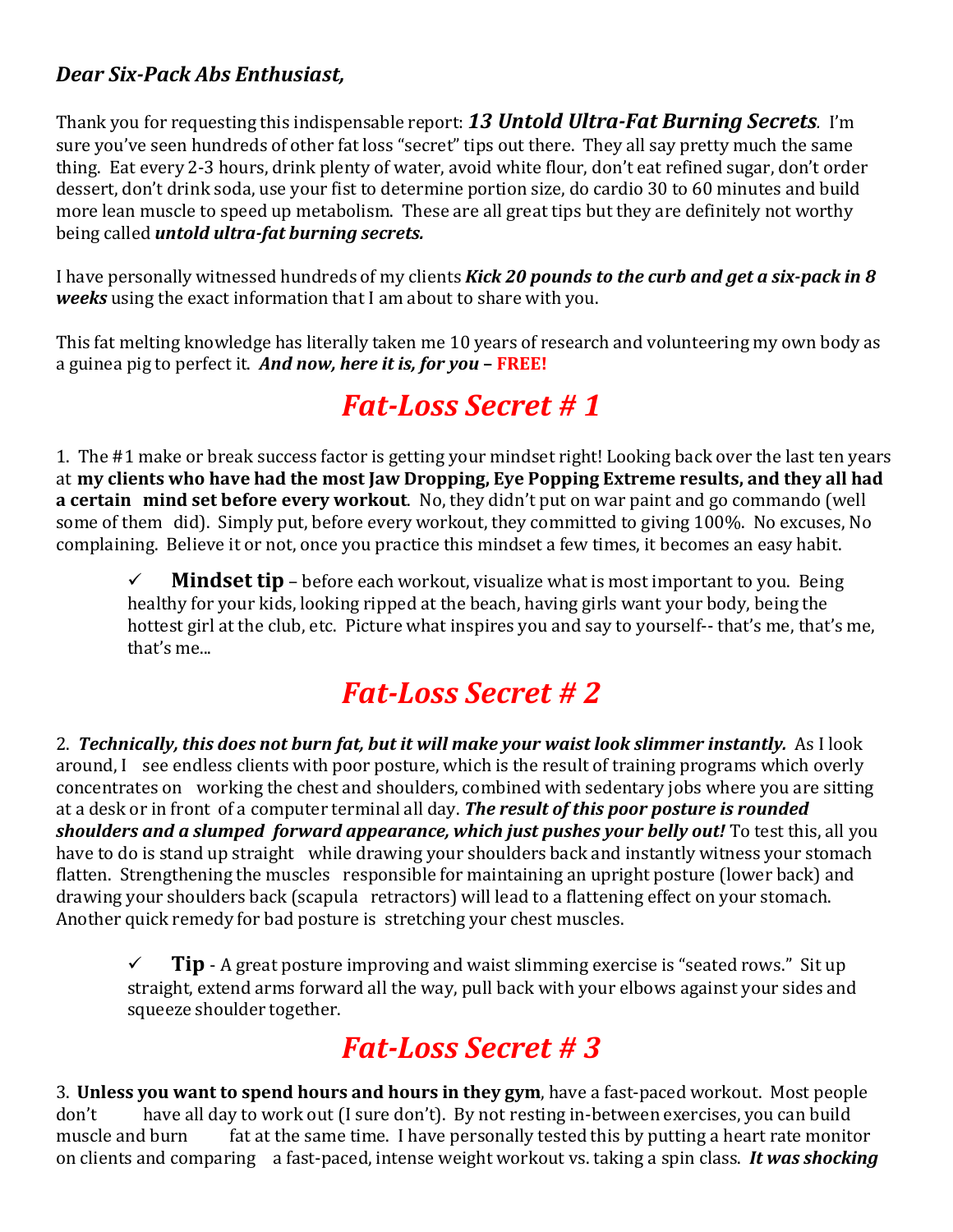***Dear Six-Pack Abs Enthusiast,***

Thank you for requesting this indispensable report: ***13 Untold Ultra-Fat Burning Secrets***. I'm sure you've seen hundreds of other fat loss "secret" tips out there. They all say pretty much the same thing. Eat every 2-3 hours, drink plenty of water, avoid white flour, don't eat refined sugar, don't order dessert, don't drink soda, use your fist to determine portion size, do cardio 30 to 60 minutes and build more lean muscle to speed up metabolism. These are all great tips but they are definitely not worthy being called ***untold ultra-fat burning secrets.***

I have personally witnessed hundreds of my clients ***Kick 20 pounds to the curb and get a six-pack in 8 weeks*** using the exact information that I am about to share with you.

This fat melting knowledge has literally taken me 10 years of research and volunteering my own body as a guinea pig to perfect it. ***And now, here it is, for you* – FREE!**

# *Fat-Loss Secret # 1*

1. The #1 make or break success factor is getting your mindset right! Looking back over the last ten years at **my clients who have had the most Jaw Dropping, Eye Popping Extreme results, and they all had a certain mind set before every workout**. No, they didn't put on war paint and go commando (well some of them did). Simply put, before every workout, they committed to giving 100%. No excuses, No complaining. Believe it or not, once you practice this mindset a few times, it becomes an easy habit.

> ✓ **Mindset tip** – before each workout, visualize what is most important to you. Being healthy for your kids, looking ripped at the beach, having girls want your body, being the hottest girl at the club, etc. Picture what inspires you and say to yourself-- that's me, that's me, that's me...

# *Fat-Loss Secret # 2*

2. ***Technically, this does not burn fat, but it will make your waist look slimmer instantly.*** As I look around, I see endless clients with poor posture, which is the result of training programs which overly concentrates on working the chest and shoulders, combined with sedentary jobs where you are sitting at a desk or in front of a computer terminal all day. ***The result of this poor posture is rounded shoulders and a slumped forward appearance, which just pushes your belly out!*** To test this, all you have to do is stand up straight while drawing your shoulders back and instantly witness your stomach flatten. Strengthening the muscles responsible for maintaining an upright posture (lower back) and drawing your shoulders back (scapula retractors) will lead to a flattening effect on your stomach. Another quick remedy for bad posture is stretching your chest muscles.

> ✓ **Tip** - A great posture improving and waist slimming exercise is "seated rows." Sit up straight, extend arms forward all the way, pull back with your elbows against your sides and squeeze shoulder together.

# *Fat-Loss Secret # 3*

3. **Unless you want to spend hours and hours in they gym**, have a fast-paced workout. Most people don't have all day to work out (I sure don't). By not resting in-between exercises, you can build muscle and burn fat at the same time. I have personally tested this by putting a heart rate monitor on clients and comparing a fast-paced, intense weight workout vs. taking a spin class. ***It was shocking***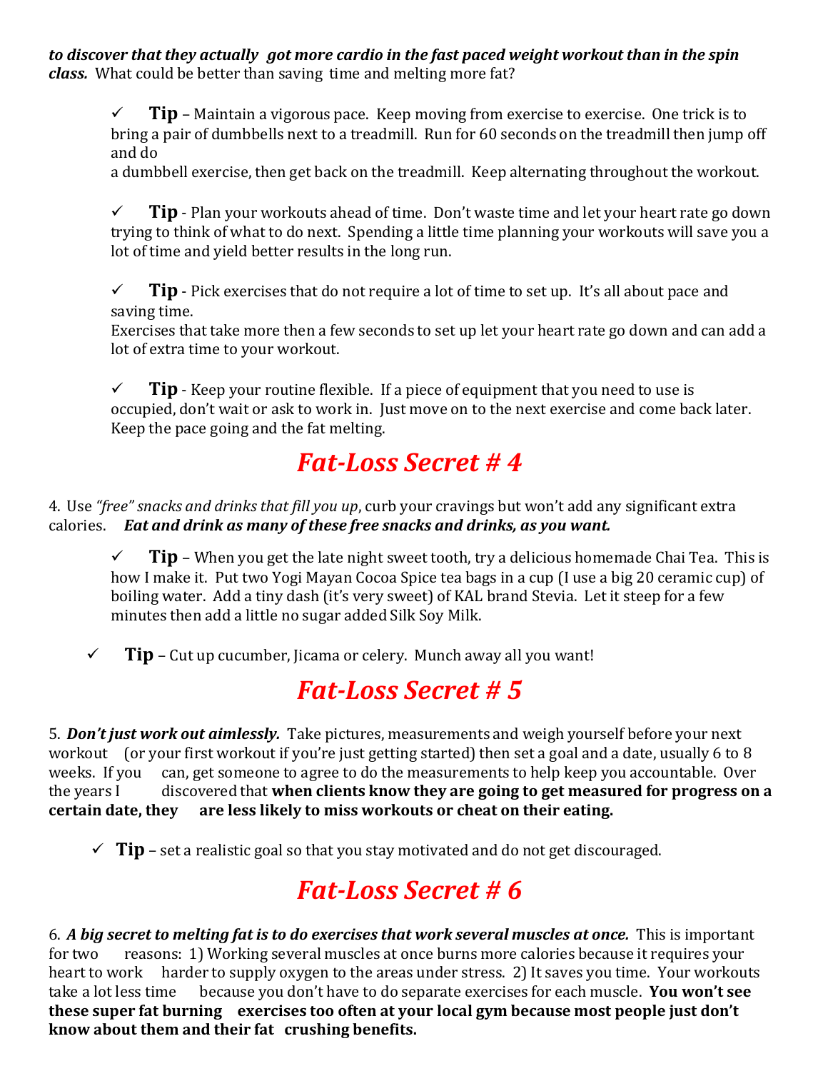***to discover that they actually got more cardio in the fast paced weight workout than in the spin class.*** What could be better than saving time and melting more fat?

- ✓ **Tip** – Maintain a vigorous pace. Keep moving from exercise to exercise. One trick is to bring a pair of dumbbells next to a treadmill. Run for 60 seconds on the treadmill then jump off and do a dumbbell exercise, then get back on the treadmill. Keep alternating throughout the workout.

- ✓ **Tip** - Plan your workouts ahead of time. Don't waste time and let your heart rate go down trying to think of what to do next. Spending a little time planning your workouts will save you a lot of time and yield better results in the long run.

- ✓ **Tip** - Pick exercises that do not require a lot of time to set up. It's all about pace and saving time. Exercises that take more then a few seconds to set up let your heart rate go down and can add a lot of extra time to your workout.

- ✓ **Tip** - Keep your routine flexible. If a piece of equipment that you need to use is occupied, don't wait or ask to work in. Just move on to the next exercise and come back later. Keep the pace going and the fat melting.

# *Fat-Loss Secret # 4*

4. Use *"free" snacks and drinks that fill you up*, curb your cravings but won't add any significant extra calories. ***Eat and drink as many of these free snacks and drinks, as you want.***

- ✓ **Tip** – When you get the late night sweet tooth, try a delicious homemade Chai Tea. This is how I make it. Put two Yogi Mayan Cocoa Spice tea bags in a cup (I use a big 20 ceramic cup) of boiling water. Add a tiny dash (it's very sweet) of KAL brand Stevia. Let it steep for a few minutes then add a little no sugar added Silk Soy Milk.

- ✓ **Tip** – Cut up cucumber, Jicama or celery. Munch away all you want!

# *Fat-Loss Secret # 5*

5. ***Don't just work out aimlessly.*** Take pictures, measurements and weigh yourself before your next workout (or your first workout if you're just getting started) then set a goal and a date, usually 6 to 8 weeks. If you can, get someone to agree to do the measurements to help keep you accountable. Over the years I discovered that **when clients know they are going to get measured for progress on a certain date, they are less likely to miss workouts or cheat on their eating.**

- ✓ **Tip** – set a realistic goal so that you stay motivated and do not get discouraged.

# *Fat-Loss Secret # 6*

6. ***A big secret to melting fat is to do exercises that work several muscles at once.*** This is important for two reasons: 1) Working several muscles at once burns more calories because it requires your heart to work harder to supply oxygen to the areas under stress. 2) It saves you time. Your workouts take a lot less time because you don't have to do separate exercises for each muscle. **You won't see these super fat burning exercises too often at your local gym because most people just don't know about them and their fat crushing benefits.**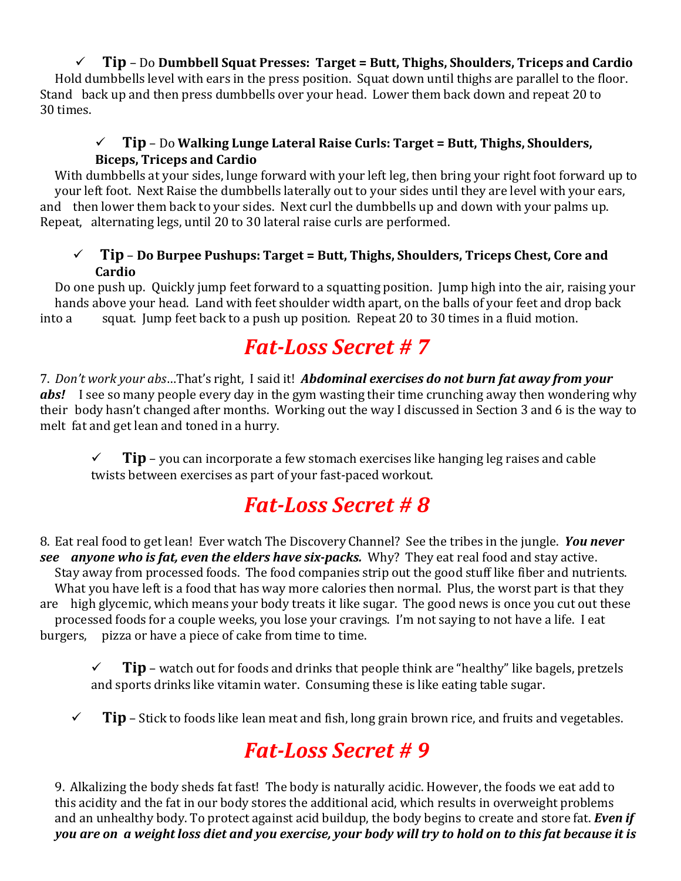- ✓ **Tip** – Do **Dumbbell Squat Presses: Target = Butt, Thighs, Shoulders, Triceps and Cardio**

Hold dumbbells level with ears in the press position. Squat down until thighs are parallel to the floor. Stand back up and then press dumbbells over your head. Lower them back down and repeat 20 to 30 times.

- ✓ **Tip** – Do **Walking Lunge Lateral Raise Curls: Target = Butt, Thighs, Shoulders, Biceps, Triceps and Cardio**

With dumbbells at your sides, lunge forward with your left leg, then bring your right foot forward up to your left foot. Next Raise the dumbbells laterally out to your sides until they are level with your ears, and then lower them back to your sides. Next curl the dumbbells up and down with your palms up. Repeat, alternating legs, until 20 to 30 lateral raise curls are performed.

- ✓ **Tip – Do Burpee Pushups: Target = Butt, Thighs, Shoulders, Triceps Chest, Core and Cardio**

Do one push up. Quickly jump feet forward to a squatting position. Jump high into the air, raising your hands above your head. Land with feet shoulder width apart, on the balls of your feet and drop back into a squat. Jump feet back to a push up position. Repeat 20 to 30 times in a fluid motion.

# *Fat-Loss Secret # 7*

7. *Don't work your abs*…That's right, I said it! ***Abdominal exercises do not burn fat away from your abs!*** I see so many people every day in the gym wasting their time crunching away then wondering why their body hasn't changed after months. Working out the way I discussed in Section 3 and 6 is the way to melt fat and get lean and toned in a hurry.

- ✓ **Tip** – you can incorporate a few stomach exercises like hanging leg raises and cable twists between exercises as part of your fast-paced workout.

# *Fat-Loss Secret # 8*

8. Eat real food to get lean! Ever watch The Discovery Channel? See the tribes in the jungle. ***You never see anyone who is fat, even the elders have six-packs.*** Why? They eat real food and stay active. Stay away from processed foods. The food companies strip out the good stuff like fiber and nutrients. What you have left is a food that has way more calories then normal. Plus, the worst part is that they are high glycemic, which means your body treats it like sugar. The good news is once you cut out these processed foods for a couple weeks, you lose your cravings. I'm not saying to not have a life. I eat burgers, pizza or have a piece of cake from time to time.

- ✓ **Tip** – watch out for foods and drinks that people think are "healthy" like bagels, pretzels and sports drinks like vitamin water. Consuming these is like eating table sugar.
- ✓ **Tip** – Stick to foods like lean meat and fish, long grain brown rice, and fruits and vegetables.

# *Fat-Loss Secret # 9*

9. Alkalizing the body sheds fat fast! The body is naturally acidic. However, the foods we eat add to this acidity and the fat in our body stores the additional acid, which results in overweight problems and an unhealthy body. To protect against acid buildup, the body begins to create and store fat. ***Even if you are on a weight loss diet and you exercise, your body will try to hold on to this fat because it is***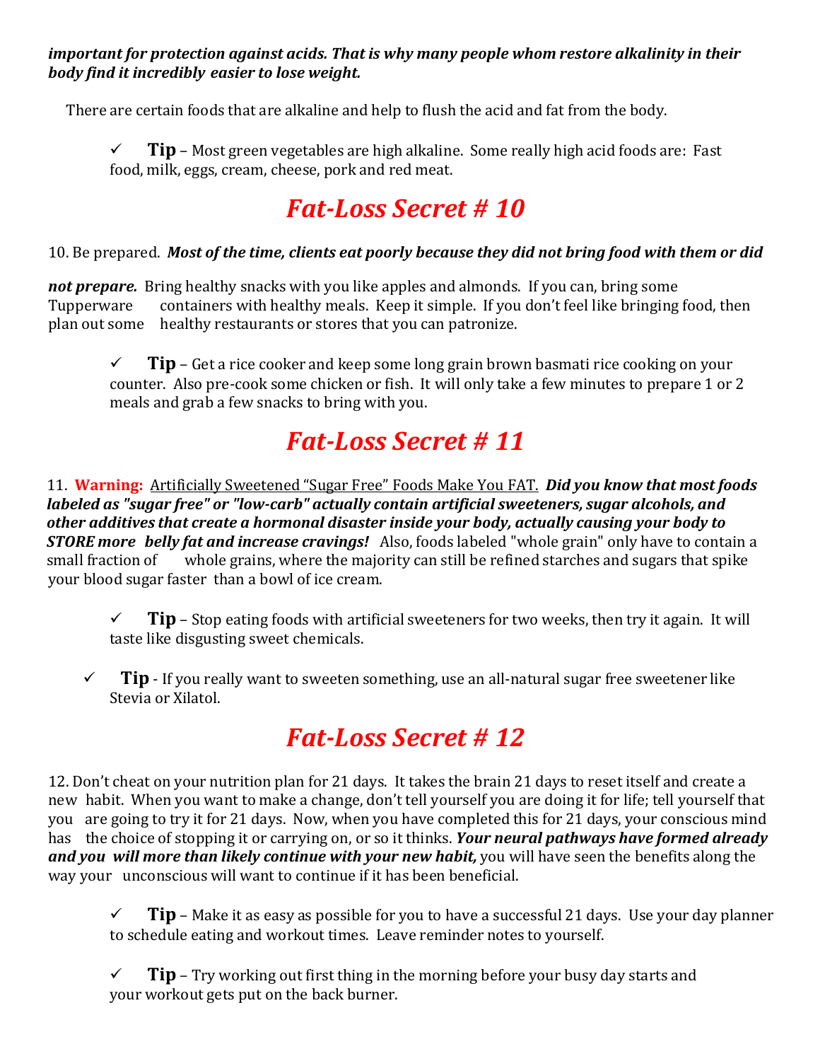***important for protection against acids. That is why many people whom restore alkalinity in their body find it incredibly easier to lose weight.***

There are certain foods that are alkaline and help to flush the acid and fat from the body.

- ✓ **Tip** – Most green vegetables are high alkaline. Some really high acid foods are: Fast food, milk, eggs, cream, cheese, pork and red meat.

## *Fat-Loss Secret # 10*

10. Be prepared. ***Most of the time, clients eat poorly because they did not bring food with them or did not prepare.*** Bring healthy snacks with you like apples and almonds. If you can, bring some Tupperware containers with healthy meals. Keep it simple. If you don't feel like bringing food, then plan out some healthy restaurants or stores that you can patronize.

- ✓ **Tip** – Get a rice cooker and keep some long grain brown basmati rice cooking on your counter. Also pre-cook some chicken or fish. It will only take a few minutes to prepare 1 or 2 meals and grab a few snacks to bring with you.

## *Fat-Loss Secret # 11*

11. **Warning:** <u>Artificially Sweetened "Sugar Free" Foods Make You FAT.</u> ***Did you know that most foods labeled as "sugar free" or "low-carb" actually contain artificial sweeteners, sugar alcohols, and other additives that create a hormonal disaster inside your body, actually causing your body to STORE more belly fat and increase cravings!*** Also, foods labeled "whole grain" only have to contain a small fraction of whole grains, where the majority can still be refined starches and sugars that spike your blood sugar faster than a bowl of ice cream.

- ✓ **Tip** – Stop eating foods with artificial sweeteners for two weeks, then try it again. It will taste like disgusting sweet chemicals.
- ✓ **Tip** - If you really want to sweeten something, use an all-natural sugar free sweetener like Stevia or Xilatol.

## *Fat-Loss Secret # 12*

12. Don't cheat on your nutrition plan for 21 days. It takes the brain 21 days to reset itself and create a new habit. When you want to make a change, don't tell yourself you are doing it for life; tell yourself that you are going to try it for 21 days. Now, when you have completed this for 21 days, your conscious mind has the choice of stopping it or carrying on, or so it thinks. ***Your neural pathways have formed already and you will more than likely continue with your new habit,*** you will have seen the benefits along the way your unconscious will want to continue if it has been beneficial.

- ✓ **Tip** – Make it as easy as possible for you to have a successful 21 days. Use your day planner to schedule eating and workout times. Leave reminder notes to yourself.
- ✓ **Tip** – Try working out first thing in the morning before your busy day starts and your workout gets put on the back burner.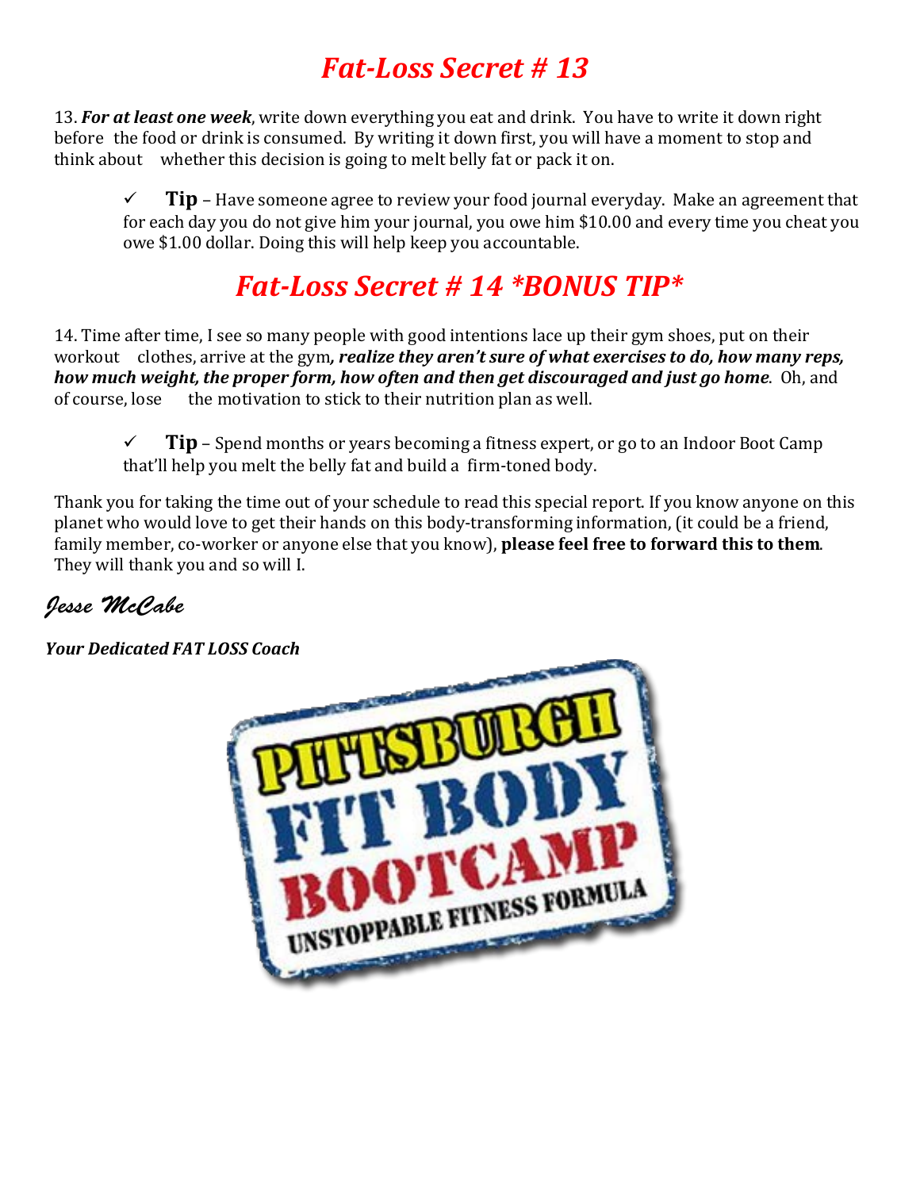# *Fat-Loss Secret # 13*

13. ***For at least one week***, write down everything you eat and drink. You have to write it down right before the food or drink is consumed. By writing it down first, you will have a moment to stop and think about whether this decision is going to melt belly fat or pack it on.

> ✓ **Tip** – Have someone agree to review your food journal everyday. Make an agreement that for each day you do not give him your journal, you owe him $10.00 and every time you cheat you owe $1.00 dollar. Doing this will help keep you accountable.

# *Fat-Loss Secret # 14 *BONUS TIP**

14. Time after time, I see so many people with good intentions lace up their gym shoes, put on their workout clothes, arrive at the gym***, realize they aren't sure of what exercises to do, how many reps, how much weight, the proper form, how often and then get discouraged and just go home***. Oh, and of course, lose the motivation to stick to their nutrition plan as well.

> ✓ **Tip** – Spend months or years becoming a fitness expert, or go to an Indoor Boot Camp that'll help you melt the belly fat and build a firm-toned body.

Thank you for taking the time out of your schedule to read this special report. If you know anyone on this planet who would love to get their hands on this body-transforming information, (it could be a friend, family member, co-worker or anyone else that you know), **please feel free to forward this to them**. They will thank you and so will I.

*Jesse McCabe*

***Your Dedicated FAT LOSS Coach***

PITTSBURGH
FIT BODY
BOOTCAMP
UNSTOPPABLE FITNESS FORMULA